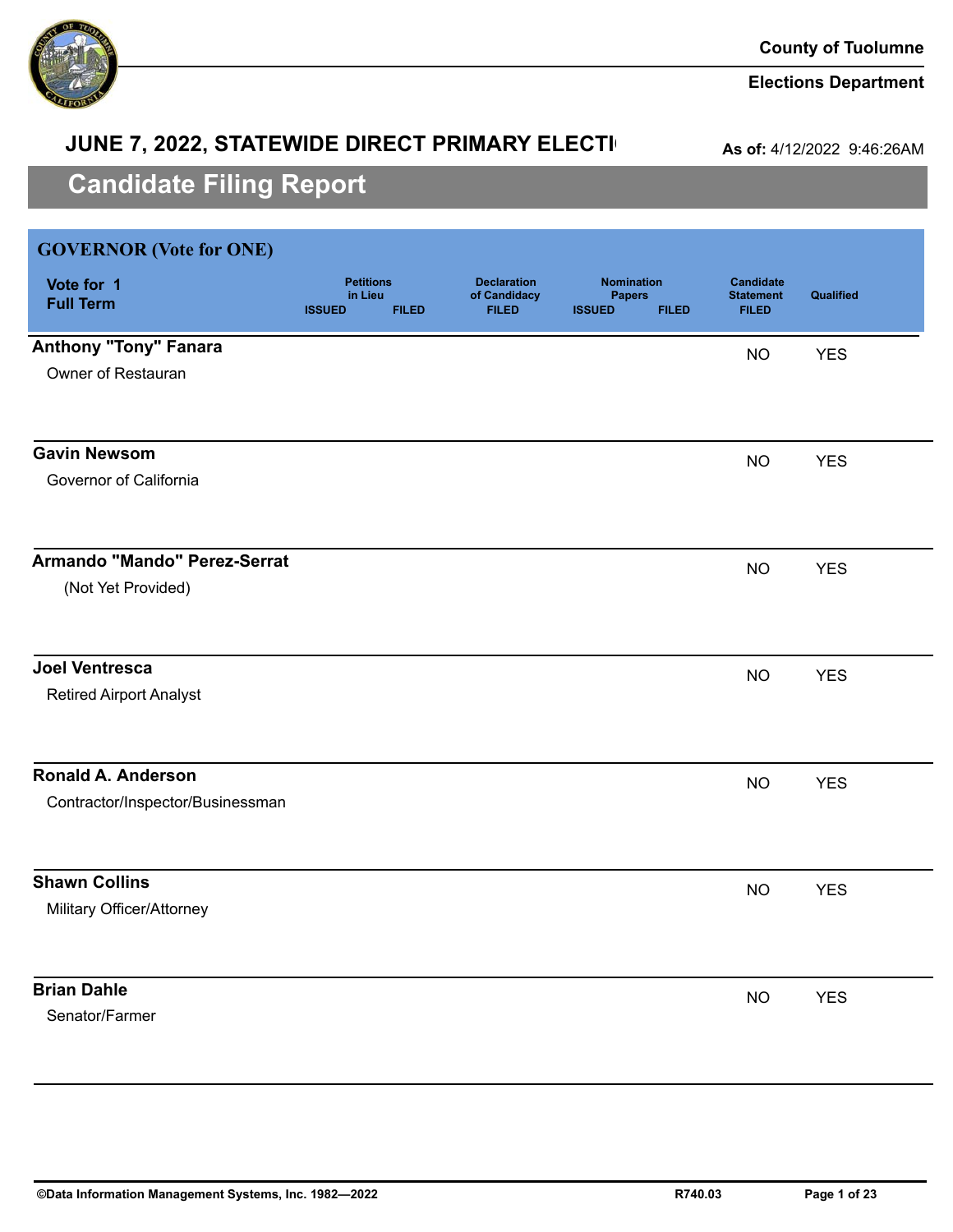County of Tuolumne

Elections Department

## JUNE 7, 2022, STATEWIDE DIRECT PRIMARY ELECTI

**As of:** 4/12/2022 9:46:26AM

# Candidate Filing Report

## GOVERNOR (Vote for ONE)

| Vote for 1 Full Term | Petitions in Lieu ISSUED | Petitions in Lieu FILED | Declaration of Candidacy FILED | Nomination Papers ISSUED | Nomination Papers FILED | Candidate Statement FILED | Qualified |
|---|---|---|---|---|---|---|---|
| **Anthony "Tony" Fanara**<br>Owner of Restauran | | | | | | NO | YES |
| **Gavin Newsom**<br>Governor of California | | | | | | NO | YES |
| **Armando "Mando" Perez-Serrat**<br>(Not Yet Provided) | | | | | | NO | YES |
| **Joel Ventresca**<br>Retired Airport Analyst | | | | | | NO | YES |
| **Ronald A. Anderson**<br>Contractor/Inspector/Businessman | | | | | | NO | YES |
| **Shawn Collins**<br>Military Officer/Attorney | | | | | | NO | YES |
| **Brian Dahle**<br>Senator/Farmer | | | | | | NO | YES |

©Data Information Management Systems, Inc. 1982—2022 R740.03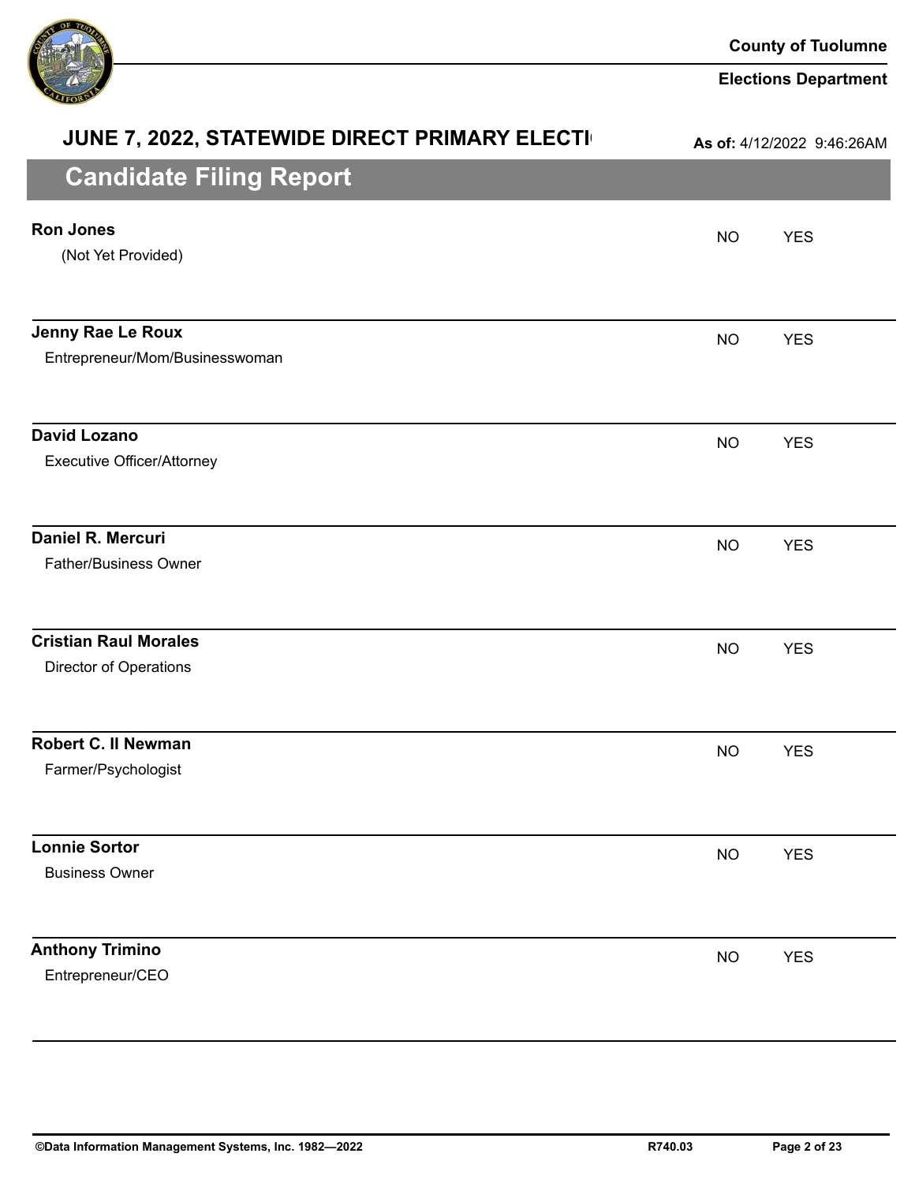# JUNE 7, 2022, STATEWIDE DIRECT PRIMARY ELECTI

**As of:** 4/12/2022 9:46:26AM

## Candidate Filing Report

| Candidate | | |
|---|---|---|
| **Ron Jones**<br>(Not Yet Provided) | NO | YES |
| **Jenny Rae Le Roux**<br>Entrepreneur/Mom/Businesswoman | NO | YES |
| **David Lozano**<br>Executive Officer/Attorney | NO | YES |
| **Daniel R. Mercuri**<br>Father/Business Owner | NO | YES |
| **Cristian Raul Morales**<br>Director of Operations | NO | YES |
| **Robert C. II Newman**<br>Farmer/Psychologist | NO | YES |
| **Lonnie Sortor**<br>Business Owner | NO | YES |
| **Anthony Trimino**<br>Entrepreneur/CEO | NO | YES |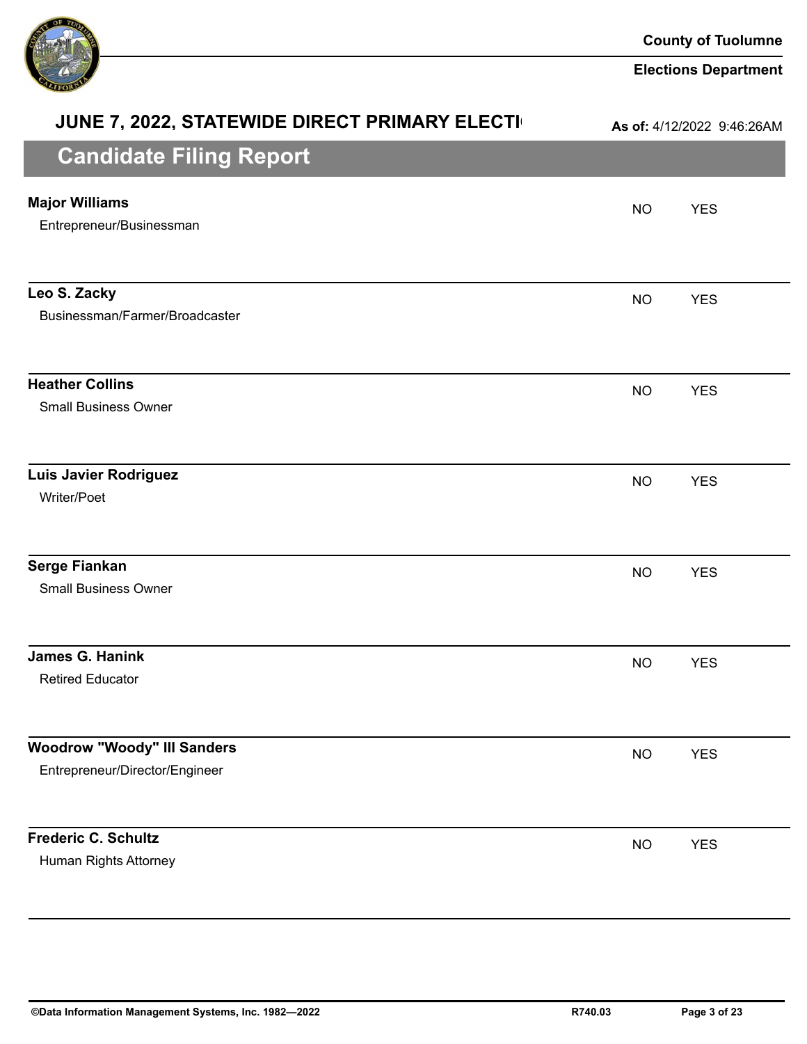# JUNE 7, 2022, STATEWIDE DIRECT PRIMARY ELECTI

**As of:** 4/12/2022 9:46:26AM

## Candidate Filing Report

| Candidate | | |
|---|---|---|
| **Major Williams**<br>Entrepreneur/Businessman | NO | YES |
| **Leo S. Zacky**<br>Businessman/Farmer/Broadcaster | NO | YES |
| **Heather Collins**<br>Small Business Owner | NO | YES |
| **Luis Javier Rodriguez**<br>Writer/Poet | NO | YES |
| **Serge Fiankan**<br>Small Business Owner | NO | YES |
| **James G. Hanink**<br>Retired Educator | NO | YES |
| **Woodrow "Woody" III Sanders**<br>Entrepreneur/Director/Engineer | NO | YES |
| **Frederic C. Schultz**<br>Human Rights Attorney | NO | YES |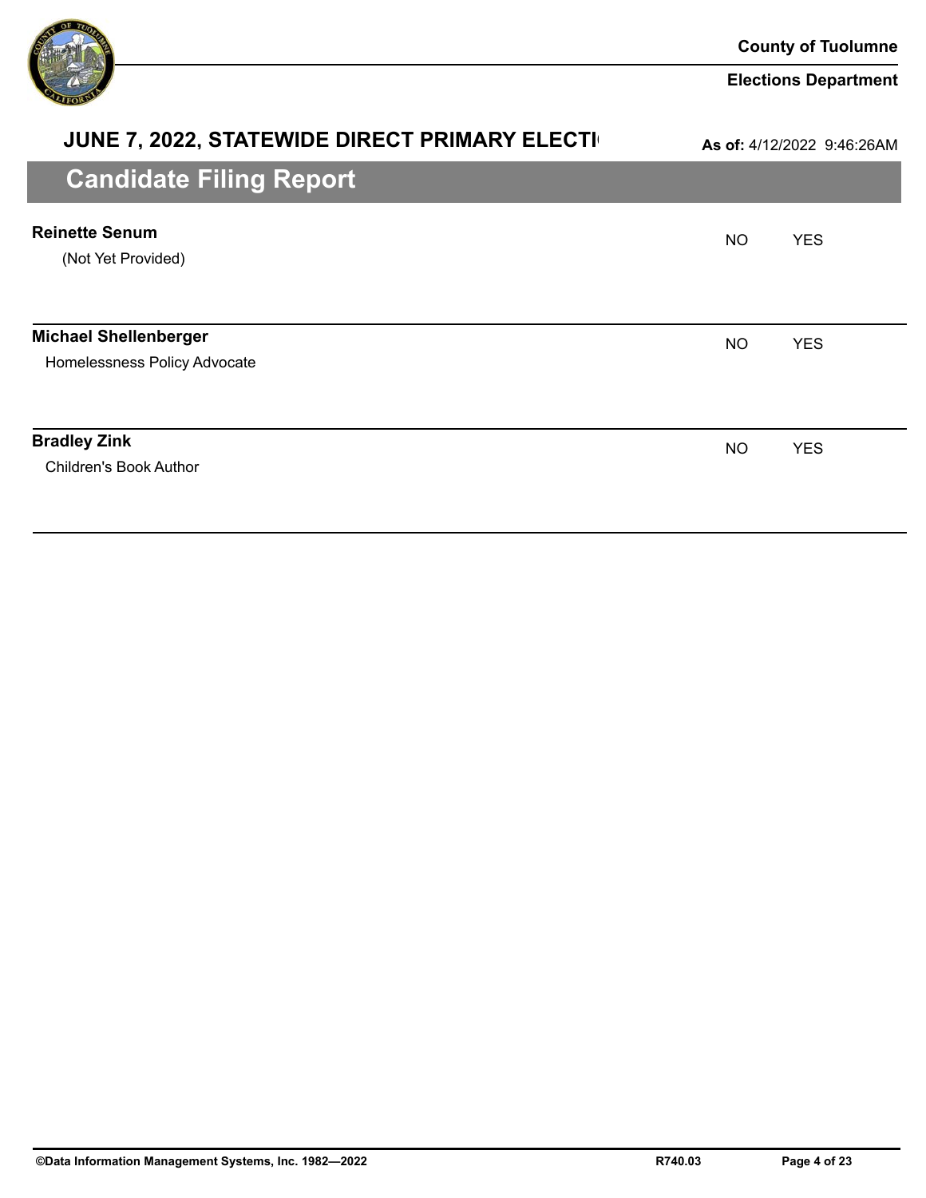# JUNE 7, 2022, STATEWIDE DIRECT PRIMARY ELECTI

**As of:** 4/12/2022 9:46:26AM

## Candidate Filing Report

| Candidate | | |
|---|---|---|
| **Reinette Senum**<br>(Not Yet Provided) | NO | YES |
| **Michael Shellenberger**<br>Homelessness Policy Advocate | NO | YES |
| **Bradley Zink**<br>Children's Book Author | NO | YES |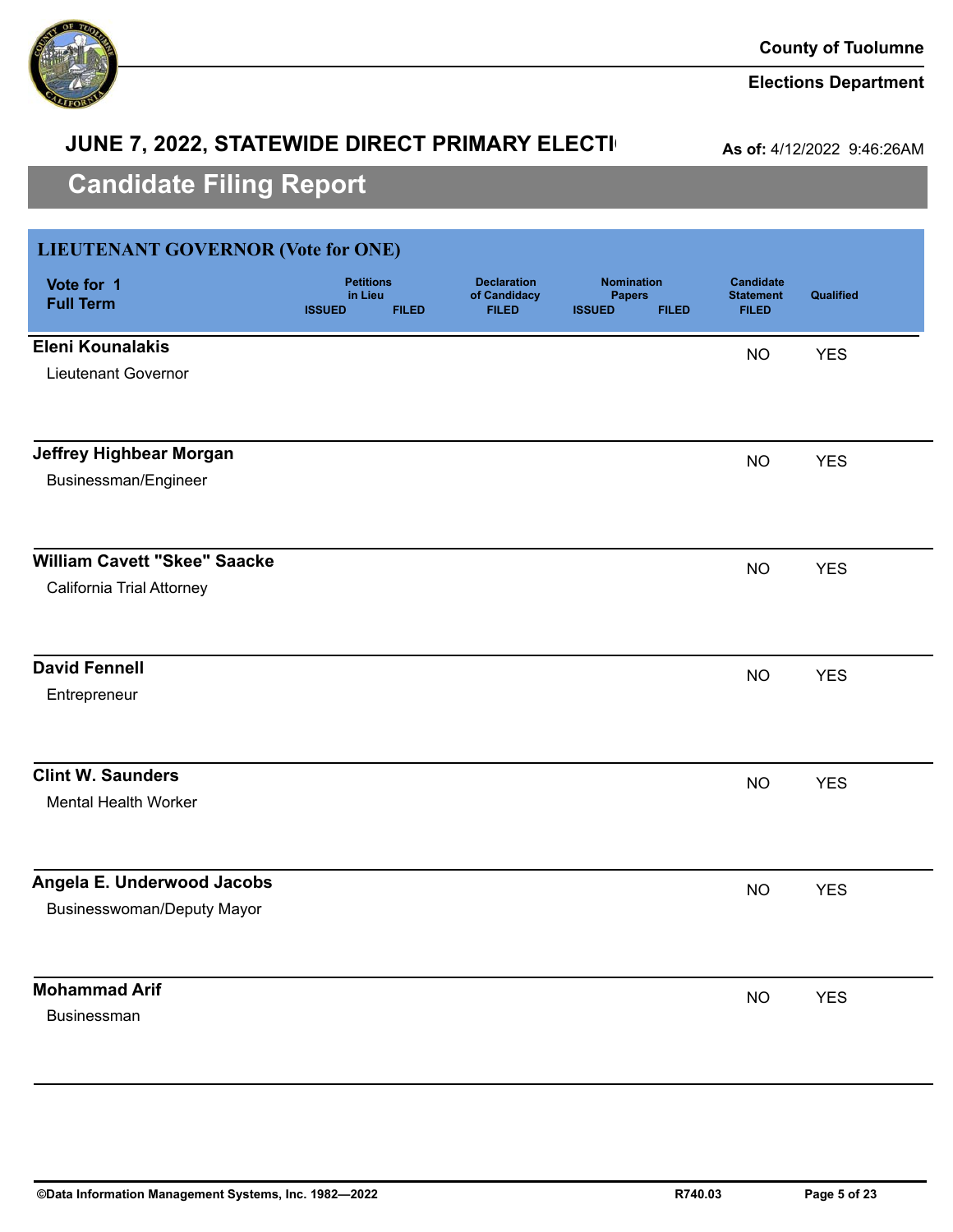County of Tuolumne

Elections Department

## JUNE 7, 2022, STATEWIDE DIRECT PRIMARY ELECTI

**As of:** 4/12/2022 9:46:26AM

# Candidate Filing Report

### LIEUTENANT GOVERNOR (Vote for ONE)

| Vote for 1 Full Term | Petitions in Lieu ISSUED | Petitions in Lieu FILED | Declaration of Candidacy FILED | Nomination Papers ISSUED | Nomination Papers FILED | Candidate Statement FILED | Qualified |
|---|---|---|---|---|---|---|---|
| **Eleni Kounalakis**<br>Lieutenant Governor | | | | | | NO | YES |
| **Jeffrey Highbear Morgan**<br>Businessman/Engineer | | | | | | NO | YES |
| **William Cavett "Skee" Saacke**<br>California Trial Attorney | | | | | | NO | YES |
| **David Fennell**<br>Entrepreneur | | | | | | NO | YES |
| **Clint W. Saunders**<br>Mental Health Worker | | | | | | NO | YES |
| **Angela E. Underwood Jacobs**<br>Businesswoman/Deputy Mayor | | | | | | NO | YES |
| **Mohammad Arif**<br>Businessman | | | | | | NO | YES |

©Data Information Management Systems, Inc. 1982—2022 R740.03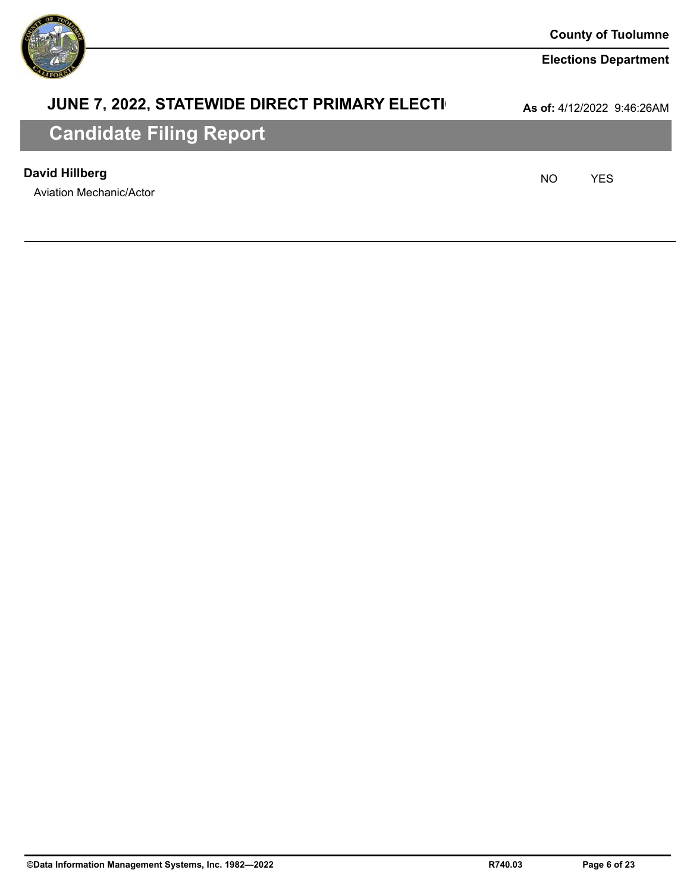County of Tuolumne

Elections Department

## JUNE 7, 2022, STATEWIDE DIRECT PRIMARY ELECTI

**As of:** 4/12/2022 9:46:26AM

# Candidate Filing Report

**David Hillberg**

Aviation Mechanic/Actor

NO YES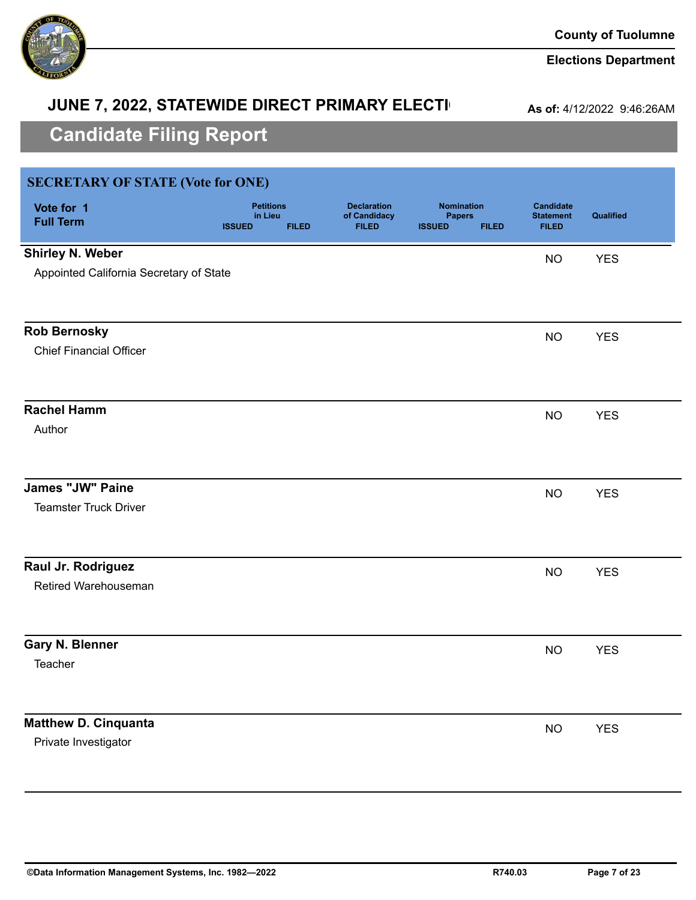County of Tuolumne

Elections Department

## JUNE 7, 2022, STATEWIDE DIRECT PRIMARY ELECTI

**As of:** 4/12/2022 9:46:26AM

# Candidate Filing Report

## SECRETARY OF STATE (Vote for ONE)

Vote for 1
Full Term

| Candidate | Petitions in Lieu ISSUED | Petitions in Lieu FILED | Declaration of Candidacy FILED | Nomination Papers ISSUED | Nomination Papers FILED | Candidate Statement FILED | Qualified |
|---|---|---|---|---|---|---|---|
| **Shirley N. Weber**<br>Appointed California Secretary of State | | | | | | NO | YES |
| **Rob Bernosky**<br>Chief Financial Officer | | | | | | NO | YES |
| **Rachel Hamm**<br>Author | | | | | | NO | YES |
| **James "JW" Paine**<br>Teamster Truck Driver | | | | | | NO | YES |
| **Raul Jr. Rodriguez**<br>Retired Warehouseman | | | | | | NO | YES |
| **Gary N. Blenner**<br>Teacher | | | | | | NO | YES |
| **Matthew D. Cinquanta**<br>Private Investigator | | | | | | NO | YES |

©Data Information Management Systems, Inc. 1982—2022 R740.03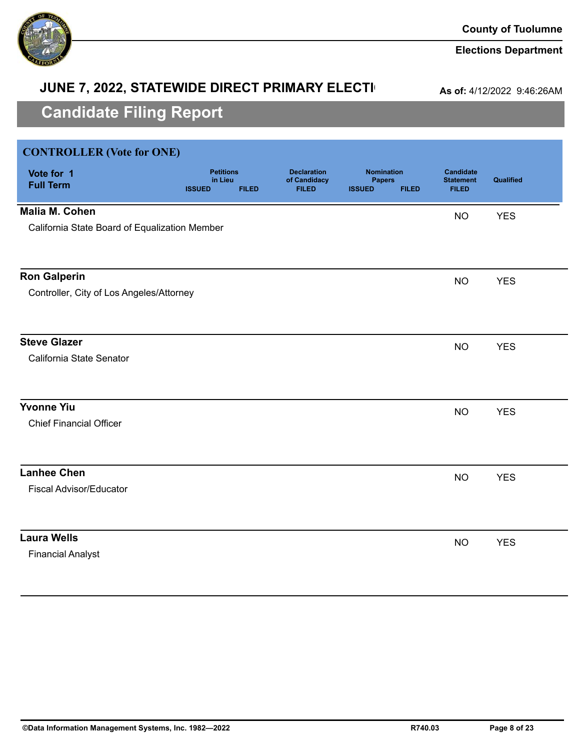County of Tuolumne

Elections Department

## JUNE 7, 2022, STATEWIDE DIRECT PRIMARY ELECTI(

**As of:** 4/12/2022 9:46:26AM

# Candidate Filing Report

## CONTROLLER (Vote for ONE)

| Vote for 1 Full Term | Petitions in Lieu ISSUED | Petitions in Lieu FILED | Declaration of Candidacy FILED | Nomination Papers ISSUED | Nomination Papers FILED | Candidate Statement FILED | Qualified |
|---|---|---|---|---|---|---|---|
| **Malia M. Cohen**<br>California State Board of Equalization Member | | | | | | NO | YES |
| **Ron Galperin**<br>Controller, City of Los Angeles/Attorney | | | | | | NO | YES |
| **Steve Glazer**<br>California State Senator | | | | | | NO | YES |
| **Yvonne Yiu**<br>Chief Financial Officer | | | | | | NO | YES |
| **Lanhee Chen**<br>Fiscal Advisor/Educator | | | | | | NO | YES |
| **Laura Wells**<br>Financial Analyst | | | | | | NO | YES |

©Data Information Management Systems, Inc. 1982—2022 R740.03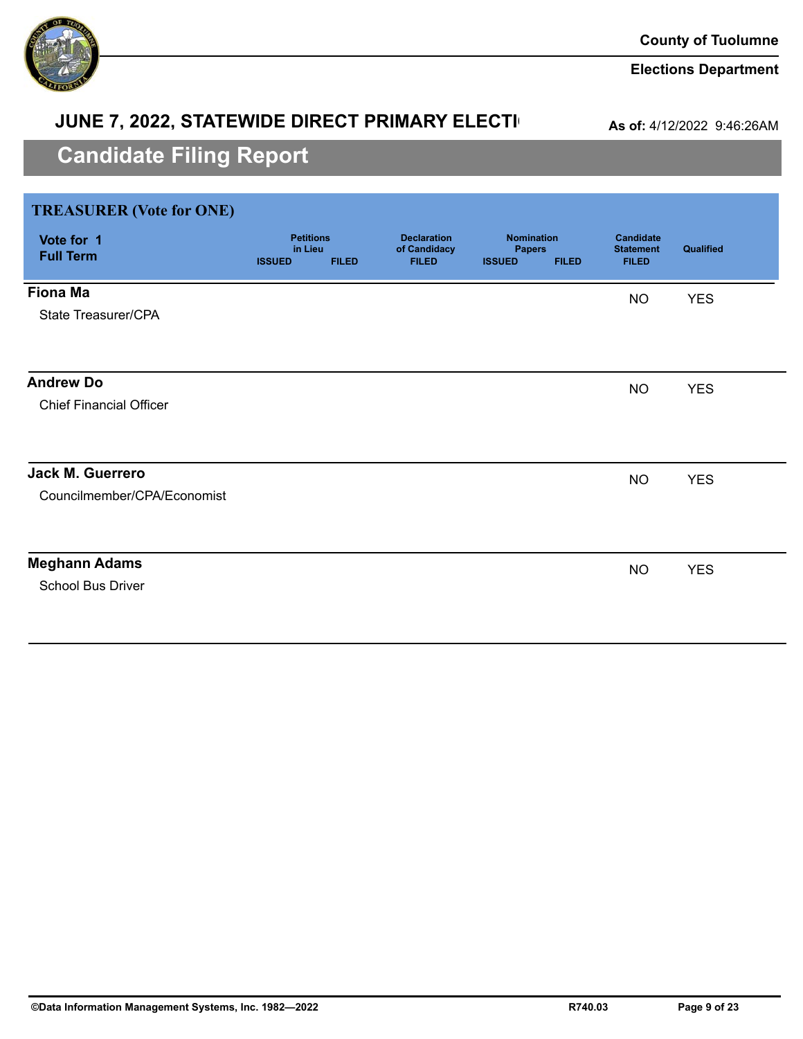County of Tuolumne

Elections Department

## JUNE 7, 2022, STATEWIDE DIRECT PRIMARY ELECTI

**As of:** 4/12/2022 9:46:26AM

# Candidate Filing Report

## TREASURER (Vote for ONE)

| Vote for 1 Full Term | Petitions in Lieu ISSUED | Petitions in Lieu FILED | Declaration of Candidacy FILED | Nomination Papers ISSUED | Nomination Papers FILED | Candidate Statement FILED | Qualified |
|---|---|---|---|---|---|---|---|
| **Fiona Ma**<br>State Treasurer/CPA | | | | | | NO | YES |
| **Andrew Do**<br>Chief Financial Officer | | | | | | NO | YES |
| **Jack M. Guerrero**<br>Councilmember/CPA/Economist | | | | | | NO | YES |
| **Meghann Adams**<br>School Bus Driver | | | | | | NO | YES |

©Data Information Management Systems, Inc. 1982—2022 R740.03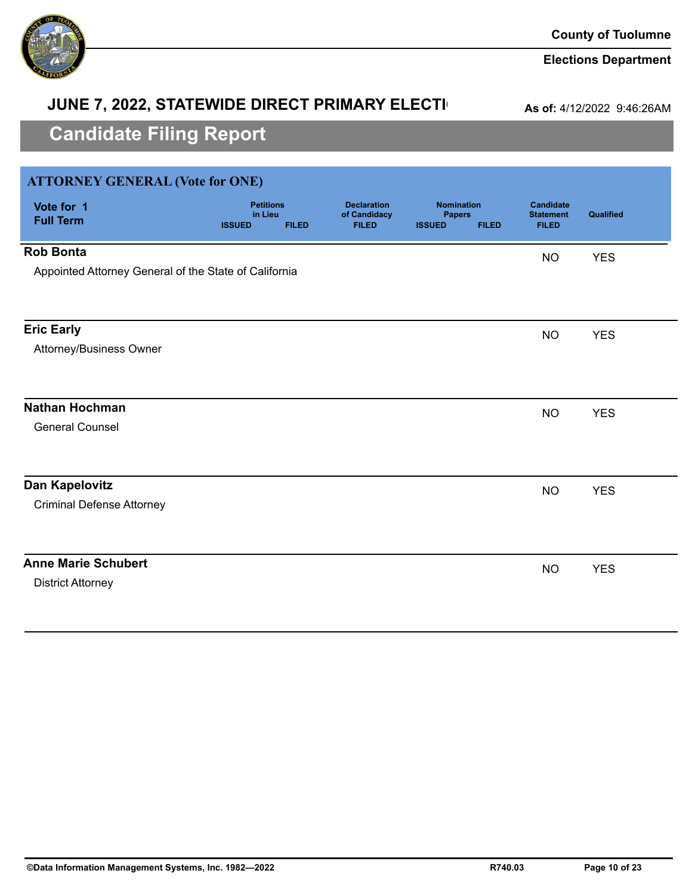# JUNE 7, 2022, STATEWIDE DIRECT PRIMARY ELECTI

**As of:** 4/12/2022 9:46:26AM

## Candidate Filing Report

### ATTORNEY GENERAL (Vote for ONE)

| Vote for 1 Full Term | Petitions in Lieu ISSUED | Petitions in Lieu FILED | Declaration of Candidacy FILED | Nomination Papers ISSUED | Nomination Papers FILED | Candidate Statement FILED | Qualified |
|---|---|---|---|---|---|---|---|
| **Rob Bonta**<br>Appointed Attorney General of the State of California | | | | | | NO | YES |
| **Eric Early**<br>Attorney/Business Owner | | | | | | NO | YES |
| **Nathan Hochman**<br>General Counsel | | | | | | NO | YES |
| **Dan Kapelovitz**<br>Criminal Defense Attorney | | | | | | NO | YES |
| **Anne Marie Schubert**<br>District Attorney | | | | | | NO | YES |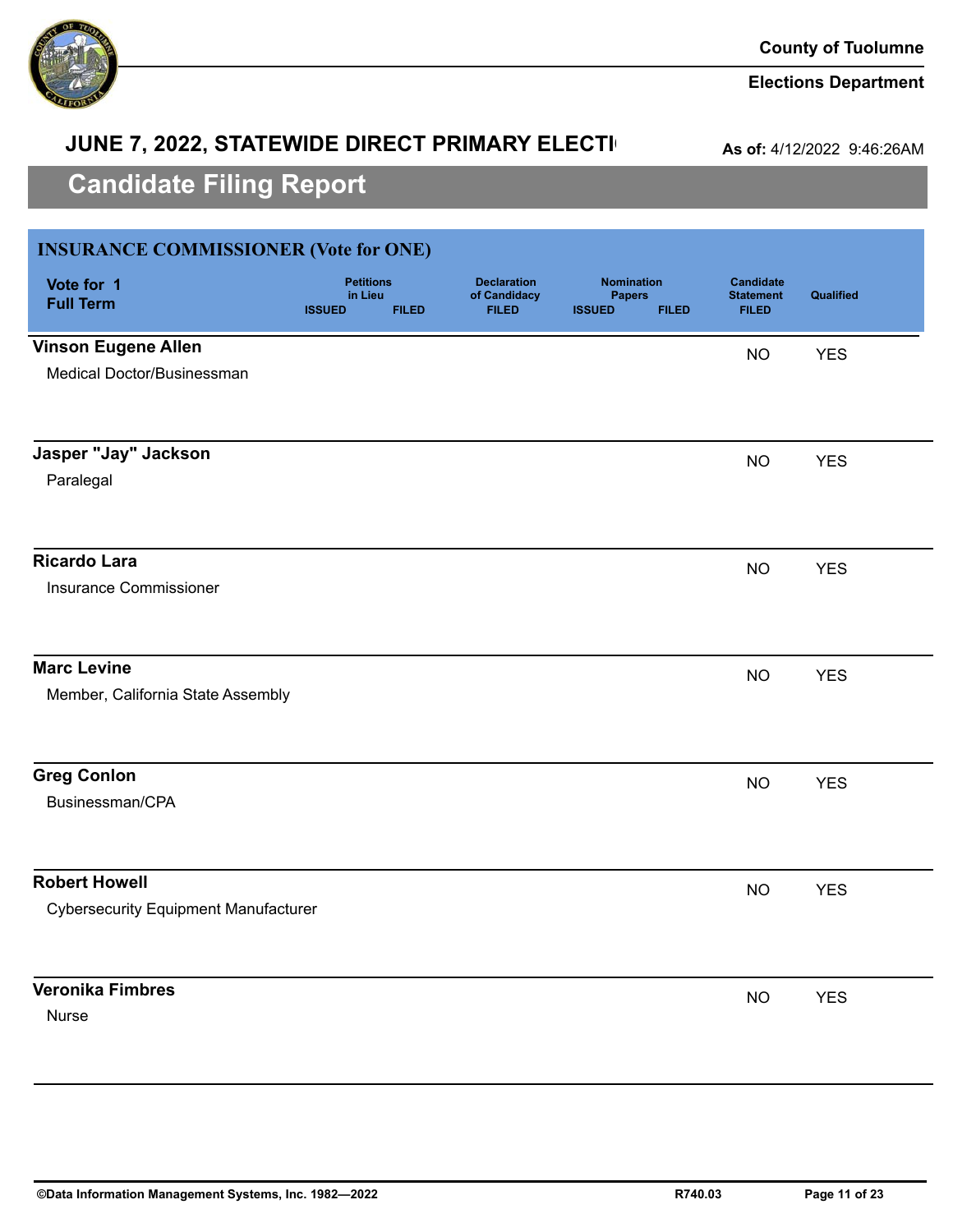County of Tuolumne

Elections Department

## JUNE 7, 2022, STATEWIDE DIRECT PRIMARY ELECTI

**As of:** 4/12/2022 9:46:26AM

# Candidate Filing Report

### INSURANCE COMMISSIONER (Vote for ONE)

| Vote for 1 Full Term | Petitions in Lieu ISSUED | Petitions in Lieu FILED | Declaration of Candidacy FILED | Nomination Papers ISSUED | Nomination Papers FILED | Candidate Statement FILED | Qualified |
|---|---|---|---|---|---|---|---|
| **Vinson Eugene Allen**<br>Medical Doctor/Businessman | | | | | | NO | YES |
| **Jasper "Jay" Jackson**<br>Paralegal | | | | | | NO | YES |
| **Ricardo Lara**<br>Insurance Commissioner | | | | | | NO | YES |
| **Marc Levine**<br>Member, California State Assembly | | | | | | NO | YES |
| **Greg Conlon**<br>Businessman/CPA | | | | | | NO | YES |
| **Robert Howell**<br>Cybersecurity Equipment Manufacturer | | | | | | NO | YES |
| **Veronika Fimbres**<br>Nurse | | | | | | NO | YES |

©Data Information Management Systems, Inc. 1982—2022 R740.03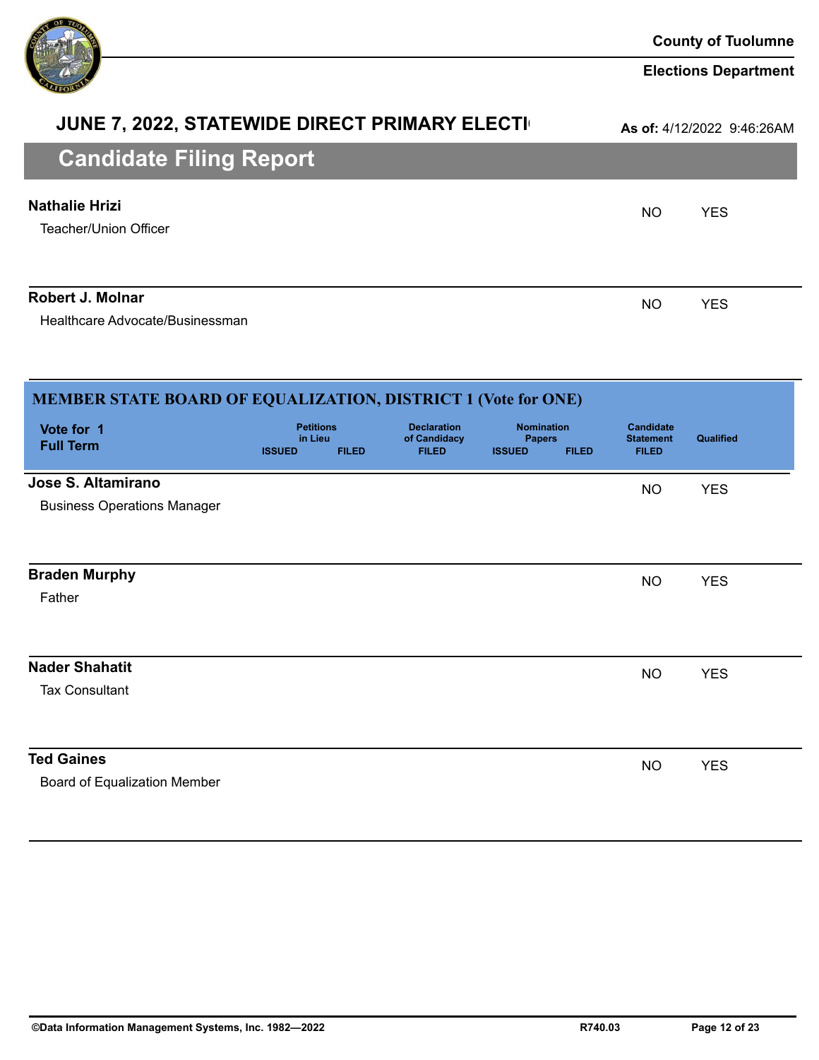## JUNE 7, 2022, STATEWIDE DIRECT PRIMARY ELECTI

**As of:** 4/12/2022 9:46:26AM

# Candidate Filing Report

| Candidate | Candidate Statement FILED | Qualified |
|---|---|---|
| **Nathalie Hrizi**<br>Teacher/Union Officer | NO | YES |
| **Robert J. Molnar**<br>Healthcare Advocate/Businessman | NO | YES |

### MEMBER STATE BOARD OF EQUALIZATION, DISTRICT 1 (Vote for ONE)

| Vote for 1<br>Full Term | Petitions in Lieu ISSUED | Petitions in Lieu FILED | Declaration of Candidacy FILED | Nomination Papers ISSUED | Nomination Papers FILED | Candidate Statement FILED | Qualified |
|---|---|---|---|---|---|---|---|
| **Jose S. Altamirano**<br>Business Operations Manager | | | | | | NO | YES |
| **Braden Murphy**<br>Father | | | | | | NO | YES |
| **Nader Shahatit**<br>Tax Consultant | | | | | | NO | YES |
| **Ted Gaines**<br>Board of Equalization Member | | | | | | NO | YES |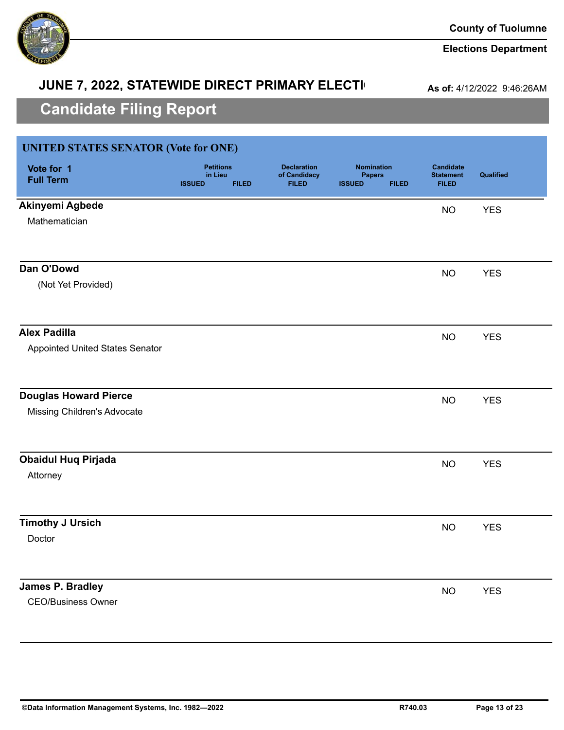County of Tuolumne

Elections Department

## JUNE 7, 2022, STATEWIDE DIRECT PRIMARY ELECTI

**As of:** 4/12/2022 9:46:26AM

# Candidate Filing Report

## UNITED STATES SENATOR (Vote for ONE)

| Vote for 1 Full Term | Petitions in Lieu ISSUED | Petitions in Lieu FILED | Declaration of Candidacy FILED | Nomination Papers ISSUED | Nomination Papers FILED | Candidate Statement FILED | Qualified |
|---|---|---|---|---|---|---|---|
| **Akinyemi Agbede**<br>Mathematician | | | | | | NO | YES |
| **Dan O'Dowd**<br>(Not Yet Provided) | | | | | | NO | YES |
| **Alex Padilla**<br>Appointed United States Senator | | | | | | NO | YES |
| **Douglas Howard Pierce**<br>Missing Children's Advocate | | | | | | NO | YES |
| **Obaidul Huq Pirjada**<br>Attorney | | | | | | NO | YES |
| **Timothy J Ursich**<br>Doctor | | | | | | NO | YES |
| **James P. Bradley**<br>CEO/Business Owner | | | | | | NO | YES |

©Data Information Management Systems, Inc. 1982—2022 R740.03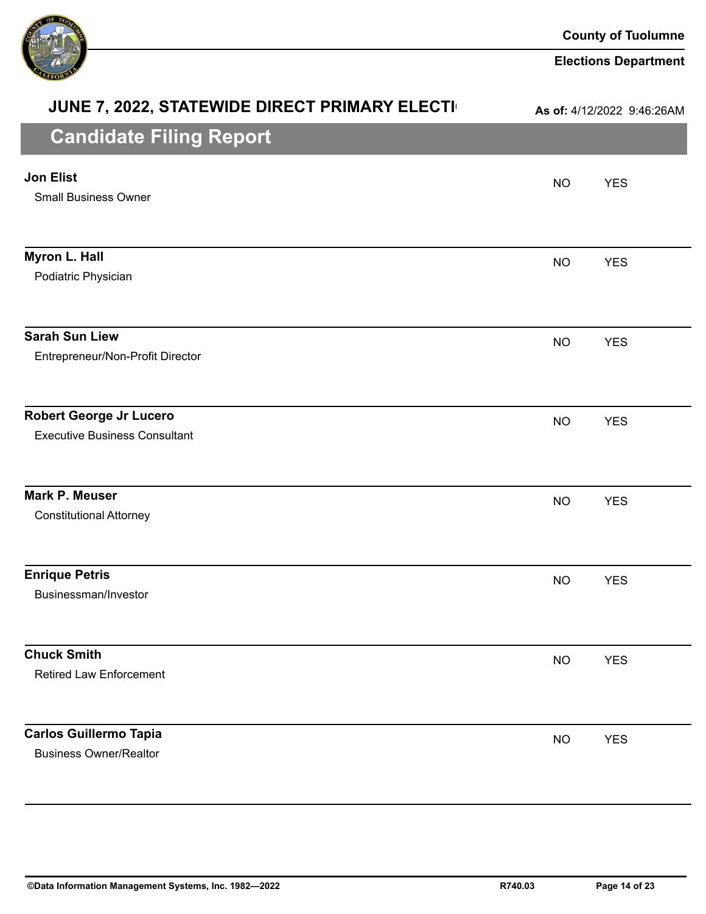County of Tuolumne

Elections Department

**JUNE 7, 2022, STATEWIDE DIRECT PRIMARY ELECTI**

**As of:** 4/12/2022 9:46:26AM

## Candidate Filing Report

| Candidate | | |
|---|---|---|
| **Jon Elist**<br>Small Business Owner | NO | YES |
| **Myron L. Hall**<br>Podiatric Physician | NO | YES |
| **Sarah Sun Liew**<br>Entrepreneur/Non-Profit Director | NO | YES |
| **Robert George Jr Lucero**<br>Executive Business Consultant | NO | YES |
| **Mark P. Meuser**<br>Constitutional Attorney | NO | YES |
| **Enrique Petris**<br>Businessman/Investor | NO | YES |
| **Chuck Smith**<br>Retired Law Enforcement | NO | YES |
| **Carlos Guillermo Tapia**<br>Business Owner/Realtor | NO | YES |

©Data Information Management Systems, Inc. 1982—2022 R740.03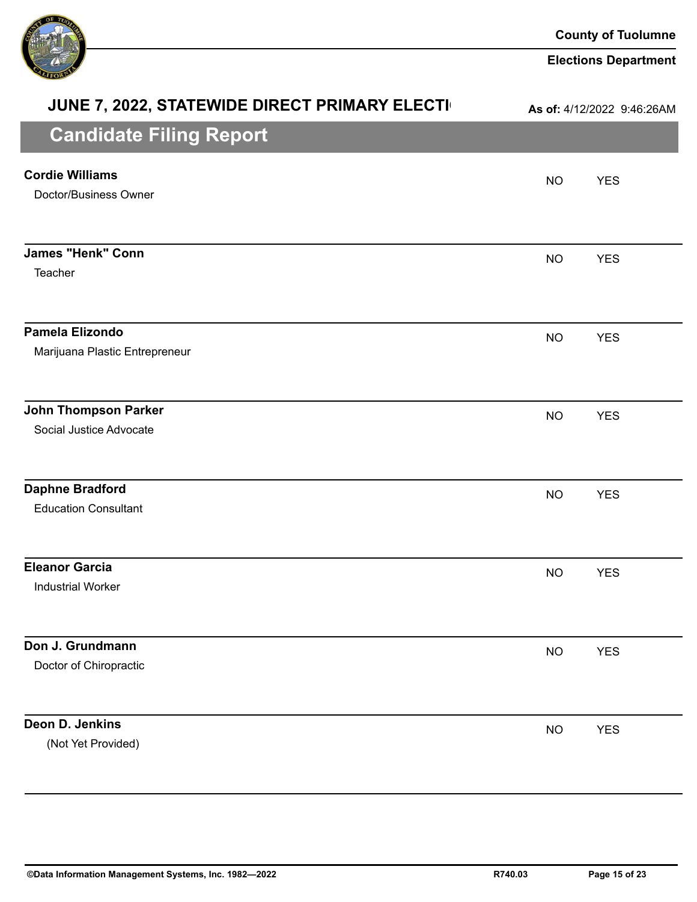## JUNE 7, 2022, STATEWIDE DIRECT PRIMARY ELECTI

**As of:** 4/12/2022 9:46:26AM

# Candidate Filing Report

| Candidate | | |
|---|---|---|
| **Cordie Williams**<br>Doctor/Business Owner | NO | YES |
| **James "Henk" Conn**<br>Teacher | NO | YES |
| **Pamela Elizondo**<br>Marijuana Plastic Entrepreneur | NO | YES |
| **John Thompson Parker**<br>Social Justice Advocate | NO | YES |
| **Daphne Bradford**<br>Education Consultant | NO | YES |
| **Eleanor Garcia**<br>Industrial Worker | NO | YES |
| **Don J. Grundmann**<br>Doctor of Chiropractic | NO | YES |
| **Deon D. Jenkins**<br>(Not Yet Provided) | NO | YES |

©Data Information Management Systems, Inc. 1982—2022 R740.03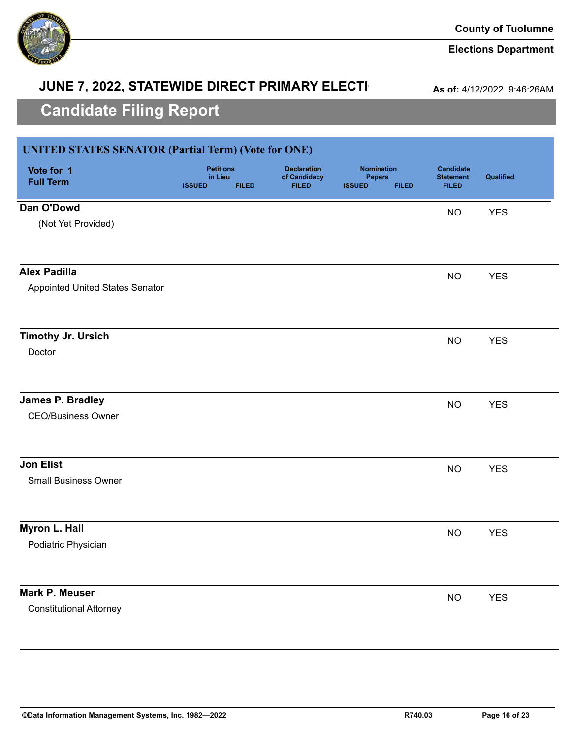County of Tuolumne

Elections Department

## JUNE 7, 2022, STATEWIDE DIRECT PRIMARY ELECTI

**As of:** 4/12/2022 9:46:26AM

# Candidate Filing Report

### UNITED STATES SENATOR (Partial Term) (Vote for ONE)

| Vote for 1 Full Term | Petitions in Lieu ISSUED | Petitions in Lieu FILED | Declaration of Candidacy FILED | Nomination Papers ISSUED | Nomination Papers FILED | Candidate Statement FILED | Qualified |
|---|---|---|---|---|---|---|---|
| **Dan O'Dowd**<br>(Not Yet Provided) | | | | | | NO | YES |
| **Alex Padilla**<br>Appointed United States Senator | | | | | | NO | YES |
| **Timothy Jr. Ursich**<br>Doctor | | | | | | NO | YES |
| **James P. Bradley**<br>CEO/Business Owner | | | | | | NO | YES |
| **Jon Elist**<br>Small Business Owner | | | | | | NO | YES |
| **Myron L. Hall**<br>Podiatric Physician | | | | | | NO | YES |
| **Mark P. Meuser**<br>Constitutional Attorney | | | | | | NO | YES |

©Data Information Management Systems, Inc. 1982—2022 R740.03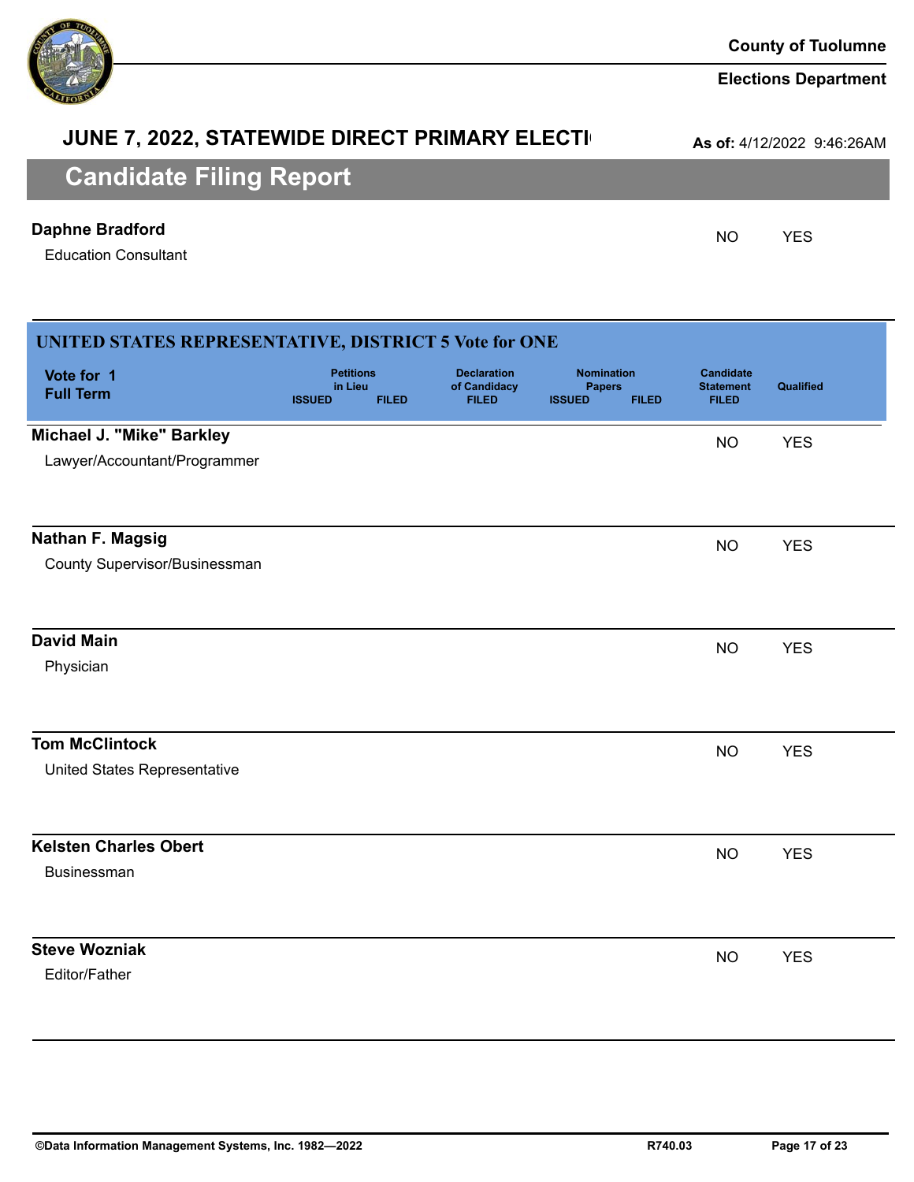# JUNE 7, 2022, STATEWIDE DIRECT PRIMARY ELECTI

**As of:** 4/12/2022 9:46:26AM

## Candidate Filing Report

| | Petitions in Lieu ISSUED | Petitions in Lieu FILED | Declaration of Candidacy FILED | Nomination Papers ISSUED | Nomination Papers FILED | Candidate Statement FILED | Qualified |
|---|---|---|---|---|---|---|---|
| **Daphne Bradford**<br>Education Consultant | | | | | | NO | YES |

### UNITED STATES REPRESENTATIVE, DISTRICT 5 Vote for ONE

| Vote for 1<br>Full Term | Petitions in Lieu ISSUED | Petitions in Lieu FILED | Declaration of Candidacy FILED | Nomination Papers ISSUED | Nomination Papers FILED | Candidate Statement FILED | Qualified |
|---|---|---|---|---|---|---|---|
| **Michael J. "Mike" Barkley**<br>Lawyer/Accountant/Programmer | | | | | | NO | YES |
| **Nathan F. Magsig**<br>County Supervisor/Businessman | | | | | | NO | YES |
| **David Main**<br>Physician | | | | | | NO | YES |
| **Tom McClintock**<br>United States Representative | | | | | | NO | YES |
| **Kelsten Charles Obert**<br>Businessman | | | | | | NO | YES |
| **Steve Wozniak**<br>Editor/Father | | | | | | NO | YES |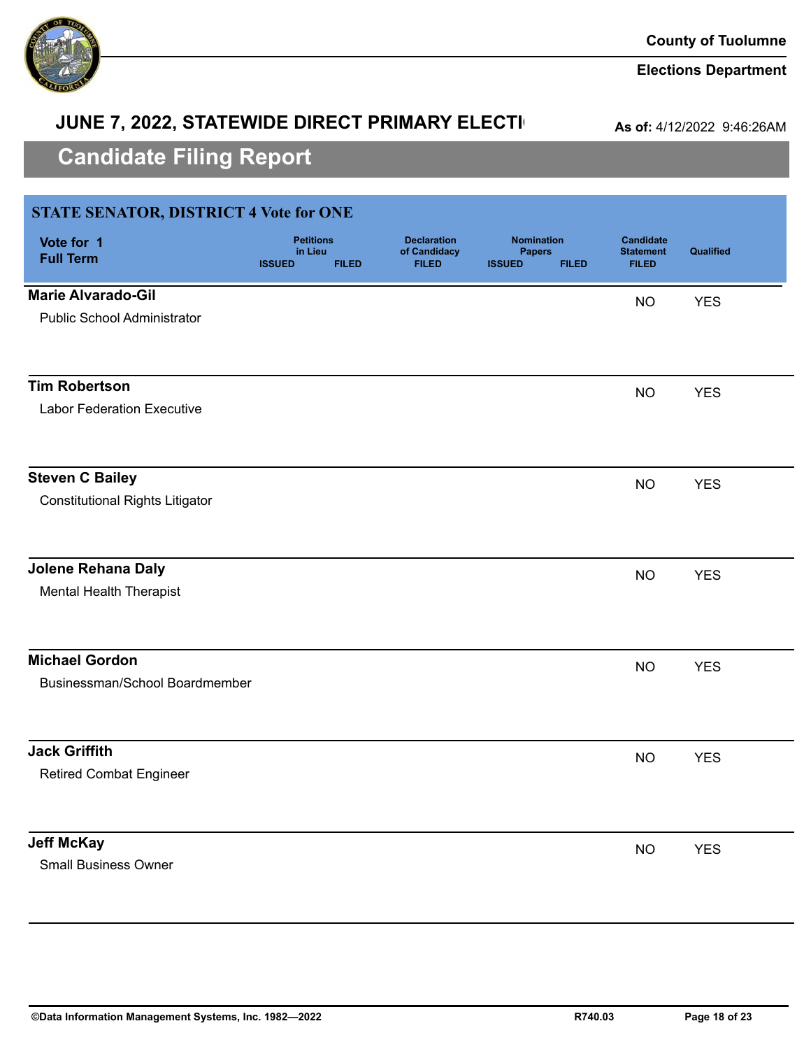County of Tuolumne

Elections Department

## JUNE 7, 2022, STATEWIDE DIRECT PRIMARY ELECTI

**As of:** 4/12/2022 9:46:26AM

# Candidate Filing Report

### STATE SENATOR, DISTRICT 4 Vote for ONE

| Vote for 1 Full Term | Petitions in Lieu ISSUED | Petitions in Lieu FILED | Declaration of Candidacy FILED | Nomination Papers ISSUED | Nomination Papers FILED | Candidate Statement FILED | Qualified |
|---|---|---|---|---|---|---|---|
| **Marie Alvarado-Gil**<br>Public School Administrator | | | | | | NO | YES |
| **Tim Robertson**<br>Labor Federation Executive | | | | | | NO | YES |
| **Steven C Bailey**<br>Constitutional Rights Litigator | | | | | | NO | YES |
| **Jolene Rehana Daly**<br>Mental Health Therapist | | | | | | NO | YES |
| **Michael Gordon**<br>Businessman/School Boardmember | | | | | | NO | YES |
| **Jack Griffith**<br>Retired Combat Engineer | | | | | | NO | YES |
| **Jeff McKay**<br>Small Business Owner | | | | | | NO | YES |

©Data Information Management Systems, Inc. 1982—2022 R740.03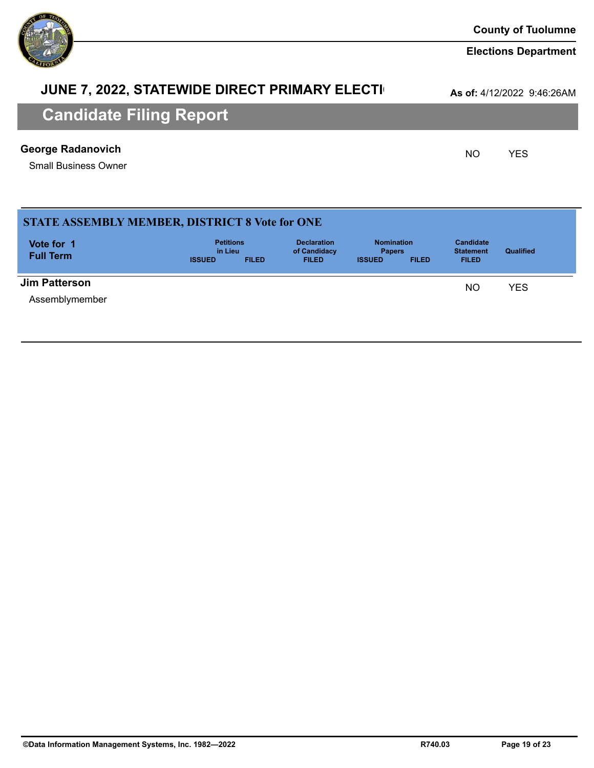# JUNE 7, 2022, STATEWIDE DIRECT PRIMARY ELECTI

**As of:** 4/12/2022 9:46:26AM

## Candidate Filing Report

| | Petitions in Lieu ISSUED | Petitions in Lieu FILED | Declaration of Candidacy FILED | Nomination Papers ISSUED | Nomination Papers FILED | Candidate Statement FILED | Qualified |
|---|---|---|---|---|---|---|---|
| **George Radanovich**<br>Small Business Owner | | | | | | NO | YES |

### STATE ASSEMBLY MEMBER, DISTRICT 8 Vote for ONE

| Vote for 1<br>Full Term | Petitions in Lieu ISSUED | Petitions in Lieu FILED | Declaration of Candidacy FILED | Nomination Papers ISSUED | Nomination Papers FILED | Candidate Statement FILED | Qualified |
|---|---|---|---|---|---|---|---|
| **Jim Patterson**<br>Assemblymember | | | | | | NO | YES |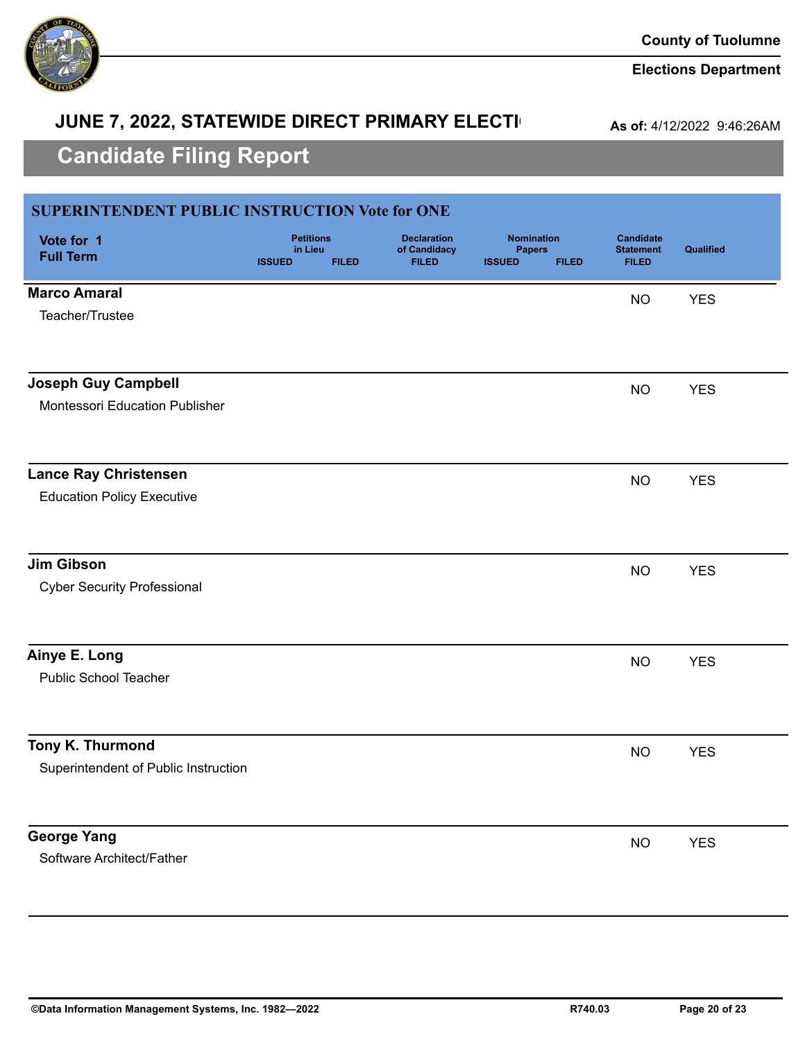County of Tuolumne

Elections Department

## JUNE 7, 2022, STATEWIDE DIRECT PRIMARY ELECTI

**As of:** 4/12/2022 9:46:26AM

# Candidate Filing Report

### SUPERINTENDENT PUBLIC INSTRUCTION Vote for ONE

| Vote for 1 Full Term | Petitions in Lieu ISSUED | Petitions in Lieu FILED | Declaration of Candidacy FILED | Nomination Papers ISSUED | Nomination Papers FILED | Candidate Statement FILED | Qualified |
|---|---|---|---|---|---|---|---|
| **Marco Amaral**<br>Teacher/Trustee | | | | | | NO | YES |
| **Joseph Guy Campbell**<br>Montessori Education Publisher | | | | | | NO | YES |
| **Lance Ray Christensen**<br>Education Policy Executive | | | | | | NO | YES |
| **Jim Gibson**<br>Cyber Security Professional | | | | | | NO | YES |
| **Ainye E. Long**<br>Public School Teacher | | | | | | NO | YES |
| **Tony K. Thurmond**<br>Superintendent of Public Instruction | | | | | | NO | YES |
| **George Yang**<br>Software Architect/Father | | | | | | NO | YES |

©Data Information Management Systems, Inc. 1982—2022 R740.03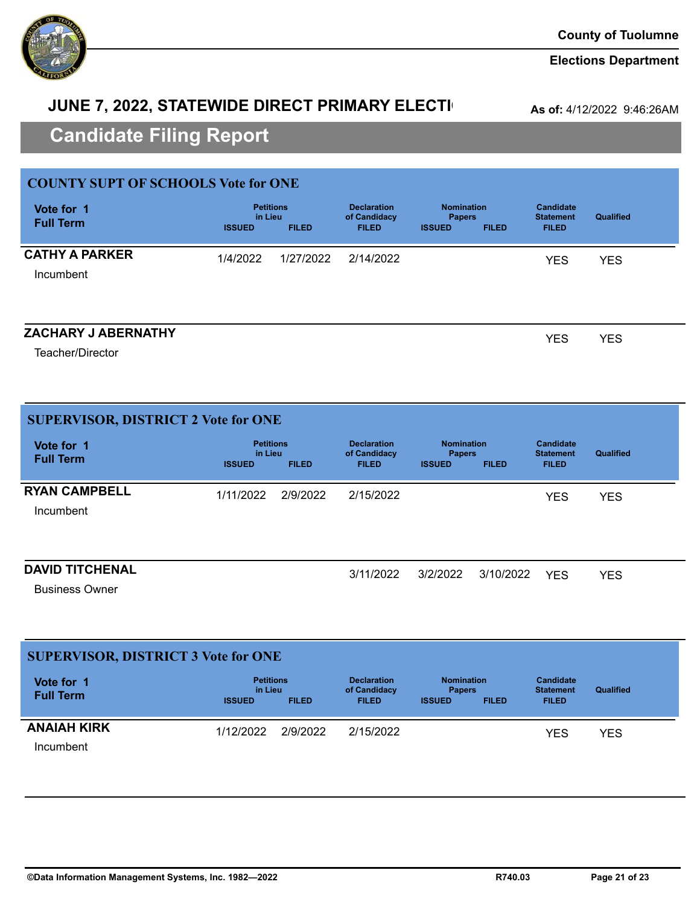County of Tuolumne

Elections Department

## JUNE 7, 2022, STATEWIDE DIRECT PRIMARY ELECTI

**As of:** 4/12/2022 9:46:26AM

# Candidate Filing Report

## COUNTY SUPT OF SCHOOLS Vote for ONE

| Vote for 1 Full Term | Petitions in Lieu ISSUED | Petitions in Lieu FILED | Declaration of Candidacy FILED | Nomination Papers ISSUED | Nomination Papers FILED | Candidate Statement FILED | Qualified |
|---|---|---|---|---|---|---|---|
| **CATHY A PARKER** Incumbent | 1/4/2022 | 1/27/2022 | 2/14/2022 | | | YES | YES |
| **ZACHARY J ABERNATHY** Teacher/Director | | | | | | YES | YES |

## SUPERVISOR, DISTRICT 2 Vote for ONE

| Vote for 1 Full Term | Petitions in Lieu ISSUED | Petitions in Lieu FILED | Declaration of Candidacy FILED | Nomination Papers ISSUED | Nomination Papers FILED | Candidate Statement FILED | Qualified |
|---|---|---|---|---|---|---|---|
| **RYAN CAMPBELL** Incumbent | 1/11/2022 | 2/9/2022 | 2/15/2022 | | | YES | YES |
| **DAVID TITCHENAL** Business Owner | | | 3/11/2022 | 3/2/2022 | 3/10/2022 | YES | YES |

## SUPERVISOR, DISTRICT 3 Vote for ONE

| Vote for 1 Full Term | Petitions in Lieu ISSUED | Petitions in Lieu FILED | Declaration of Candidacy FILED | Nomination Papers ISSUED | Nomination Papers FILED | Candidate Statement FILED | Qualified |
|---|---|---|---|---|---|---|---|
| **ANAIAH KIRK** Incumbent | 1/12/2022 | 2/9/2022 | 2/15/2022 | | | YES | YES |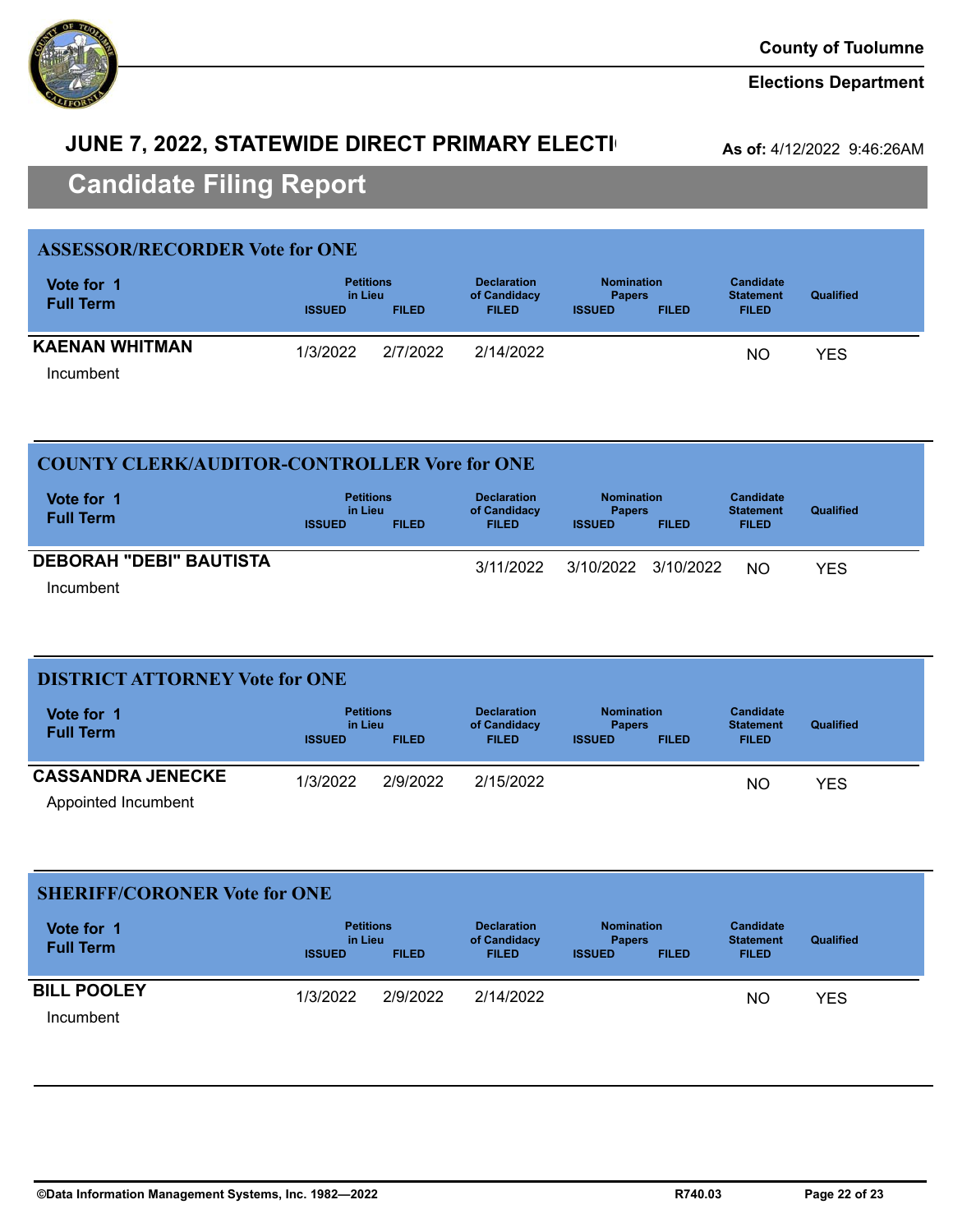County of Tuolumne

Elections Department

## JUNE 7, 2022, STATEWIDE DIRECT PRIMARY ELECTI

**As of:** 4/12/2022 9:46:26AM

# Candidate Filing Report

### ASSESSOR/RECORDER Vote for ONE

| Vote for 1 Full Term | Petitions in Lieu ISSUED | Petitions in Lieu FILED | Declaration of Candidacy FILED | Nomination Papers ISSUED | Nomination Papers FILED | Candidate Statement FILED | Qualified |
|---|---|---|---|---|---|---|---|
| **KAENAN WHITMAN** Incumbent | 1/3/2022 | 2/7/2022 | 2/14/2022 | | | NO | YES |

### COUNTY CLERK/AUDITOR-CONTROLLER Vore for ONE

| Vote for 1 Full Term | Petitions in Lieu ISSUED | Petitions in Lieu FILED | Declaration of Candidacy FILED | Nomination Papers ISSUED | Nomination Papers FILED | Candidate Statement FILED | Qualified |
|---|---|---|---|---|---|---|---|
| **DEBORAH "DEBI" BAUTISTA** Incumbent | | | 3/11/2022 | 3/10/2022 | 3/10/2022 | NO | YES |

### DISTRICT ATTORNEY Vote for ONE

| Vote for 1 Full Term | Petitions in Lieu ISSUED | Petitions in Lieu FILED | Declaration of Candidacy FILED | Nomination Papers ISSUED | Nomination Papers FILED | Candidate Statement FILED | Qualified |
|---|---|---|---|---|---|---|---|
| **CASSANDRA JENECKE** Appointed Incumbent | 1/3/2022 | 2/9/2022 | 2/15/2022 | | | NO | YES |

### SHERIFF/CORONER Vote for ONE

| Vote for 1 Full Term | Petitions in Lieu ISSUED | Petitions in Lieu FILED | Declaration of Candidacy FILED | Nomination Papers ISSUED | Nomination Papers FILED | Candidate Statement FILED | Qualified |
|---|---|---|---|---|---|---|---|
| **BILL POOLEY** Incumbent | 1/3/2022 | 2/9/2022 | 2/14/2022 | | | NO | YES |

©Data Information Management Systems, Inc. 1982—2022 R740.03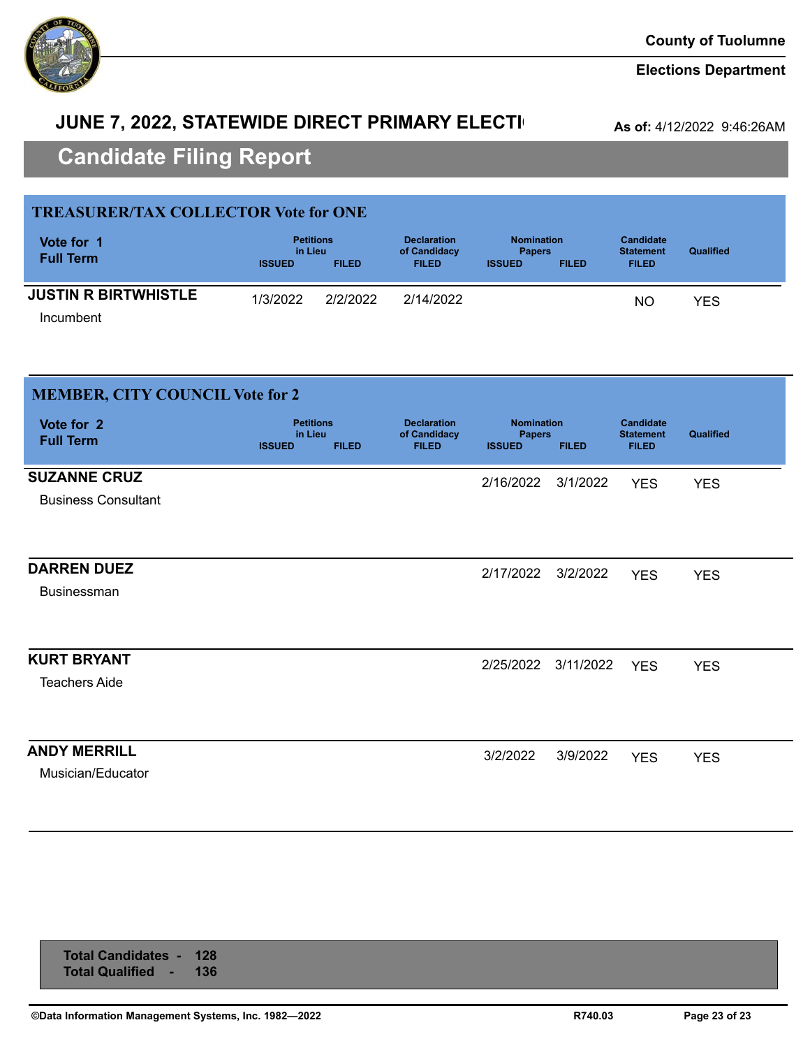County of Tuolumne

Elections Department

## JUNE 7, 2022, STATEWIDE DIRECT PRIMARY ELECTI

**As of:** 4/12/2022 9:46:26AM

# Candidate Filing Report

## TREASURER/TAX COLLECTOR Vote for ONE

| Vote for 1 Full Term | Petitions in Lieu ISSUED | Petitions in Lieu FILED | Declaration of Candidacy FILED | Nomination Papers ISSUED | Nomination Papers FILED | Candidate Statement FILED | Qualified |
|---|---|---|---|---|---|---|---|
| **JUSTIN R BIRTWHISTLE** Incumbent | 1/3/2022 | 2/2/2022 | 2/14/2022 | | | NO | YES |

## MEMBER, CITY COUNCIL Vote for 2

| Vote for 2 Full Term | Petitions in Lieu ISSUED | Petitions in Lieu FILED | Declaration of Candidacy FILED | Nomination Papers ISSUED | Nomination Papers FILED | Candidate Statement FILED | Qualified |
|---|---|---|---|---|---|---|---|
| **SUZANNE CRUZ** Business Consultant | | | | 2/16/2022 | 3/1/2022 | YES | YES |
| **DARREN DUEZ** Businessman | | | | 2/17/2022 | 3/2/2022 | YES | YES |
| **KURT BRYANT** Teachers Aide | | | | 2/25/2022 | 3/11/2022 | YES | YES |
| **ANDY MERRILL** Musician/Educator | | | | 3/2/2022 | 3/9/2022 | YES | YES |

**Total Candidates - 128**
**Total Qualified - 136**

©Data Information Management Systems, Inc. 1982—2022 R740.03